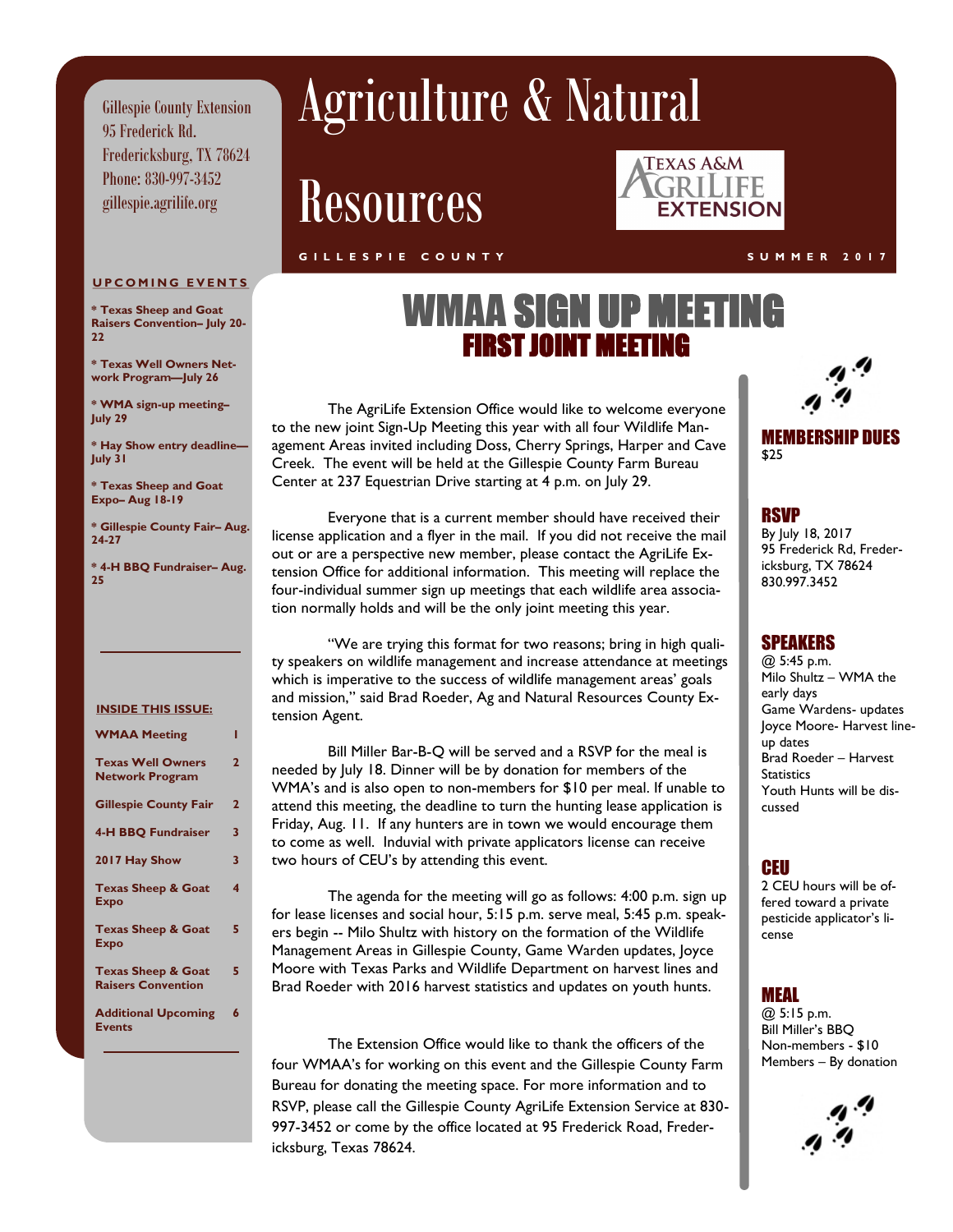Gillespie County Extension
95 Frederick Rd.
Fredericksburg, TX 78624
Phone: 830-997-3452
gillespie.agrilife.org

# Agriculture & Natural Resources

GILLESPIE COUNTY — SUMMER 2017

**UPCOMING EVENTS**

- **Texas Sheep and Goat Raisers Convention– July 20-22**
- **Texas Well Owners Network Program—July 26**
- **WMA sign-up meeting– July 29**
- **Hay Show entry deadline—July 31**
- **Texas Sheep and Goat Expo– Aug 18-19**
- **Gillespie County Fair– Aug. 24-27**
- **4-H BBQ Fundraiser– Aug. 25**

**INSIDE THIS ISSUE:**

| | |
|---|---|
| WMAA Meeting | 1 |
| Texas Well Owners Network Program | 2 |
| Gillespie County Fair | 2 |
| 4-H BBQ Fundraiser | 3 |
| 2017 Hay Show | 3 |
| Texas Sheep & Goat Expo | 4 |
| Texas Sheep & Goat Expo | 5 |
| Texas Sheep & Goat Raisers Convention | 5 |
| Additional Upcoming Events | 6 |

## WMAA SIGN UP MEETING
### FIRST JOINT MEETING

The AgriLife Extension Office would like to welcome everyone to the new joint Sign-Up Meeting this year with all four Wildlife Management Areas invited including Doss, Cherry Springs, Harper and Cave Creek. The event will be held at the Gillespie County Farm Bureau Center at 237 Equestrian Drive starting at 4 p.m. on July 29.

Everyone that is a current member should have received their license application and a flyer in the mail. If you did not receive the mail out or are a perspective new member, please contact the AgriLife Extension Office for additional information. This meeting will replace the four-individual summer sign up meetings that each wildlife area association normally holds and will be the only joint meeting this year.

"We are trying this format for two reasons; bring in high quality speakers on wildlife management and increase attendance at meetings which is imperative to the success of wildlife management areas' goals and mission," said Brad Roeder, Ag and Natural Resources County Extension Agent.

Bill Miller Bar-B-Q will be served and a RSVP for the meal is needed by July 18. Dinner will be by donation for members of the WMA's and is also open to non-members for $10 per meal. If unable to attend this meeting, the deadline to turn the hunting lease application is Friday, Aug. 11. If any hunters are in town we would encourage them to come as well. Induvial with private applicators license can receive two hours of CEU's by attending this event.

The agenda for the meeting will go as follows: 4:00 p.m. sign up for lease licenses and social hour, 5:15 p.m. serve meal, 5:45 p.m. speakers begin -- Milo Shultz with history on the formation of the Wildlife Management Areas in Gillespie County, Game Warden updates, Joyce Moore with Texas Parks and Wildlife Department on harvest lines and Brad Roeder with 2016 harvest statistics and updates on youth hunts.

The Extension Office would like to thank the officers of the four WMAA's for working on this event and the Gillespie County Farm Bureau for donating the meeting space. For more information and to RSVP, please call the Gillespie County AgriLife Extension Service at 830-997-3452 or come by the office located at 95 Frederick Road, Fredericksburg, Texas 78624.

### MEMBERSHIP DUES
$25

### RSVP
By July 18, 2017
95 Frederick Rd, Fredericksburg, TX 78624
830.997.3452

### SPEAKERS
@ 5:45 p.m.
Milo Shultz – WMA the early days
Game Wardens- updates
Joyce Moore- Harvest line-up dates
Brad Roeder – Harvest Statistics
Youth Hunts will be discussed

### CEU
2 CEU hours will be offered toward a private pesticide applicator's license

### MEAL
@ 5:15 p.m.
Bill Miller's BBQ
Non-members - $10
Members – By donation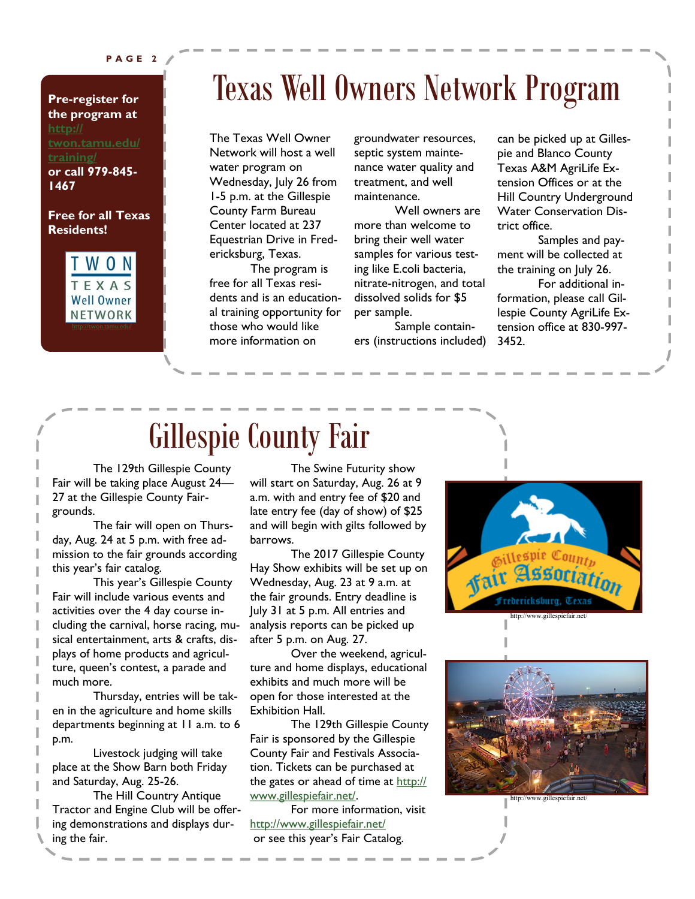**Pre-register for the program at http://twon.tamu.edu/training/ or call 979-845-1467**

**Free for all Texas Residents!**

TWON TEXAS Well Owner NETWORK
http://twon.tamu.edu/

# Texas Well Owners Network Program

The Texas Well Owner Network will host a well water program on Wednesday, July 26 from 1-5 p.m. at the Gillespie County Farm Bureau Center located at 237 Equestrian Drive in Fredericksburg, Texas.

The program is free for all Texas residents and is an educational training opportunity for those who would like more information on groundwater resources, septic system maintenance water quality and treatment, and well maintenance.

Well owners are more than welcome to bring their well water samples for various testing like E.coli bacteria, nitrate-nitrogen, and total dissolved solids for $5 per sample.

Sample containers (instructions included) can be picked up at Gillespie and Blanco County Texas A&M AgriLife Extension Offices or at the Hill Country Underground Water Conservation District office.

Samples and payment will be collected at the training on July 26.

For additional information, please call Gillespie County AgriLife Extension office at 830-997-3452.

# Gillespie County Fair

The 129th Gillespie County Fair will be taking place August 24—27 at the Gillespie County Fairgrounds.

The fair will open on Thursday, Aug. 24 at 5 p.m. with free admission to the fair grounds according this year's fair catalog.

This year's Gillespie County Fair will include various events and activities over the 4 day course including the carnival, horse racing, musical entertainment, arts & crafts, displays of home products and agriculture, queen's contest, a parade and much more.

Thursday, entries will be taken in the agriculture and home skills departments beginning at 11 a.m. to 6 p.m.

Livestock judging will take place at the Show Barn both Friday and Saturday, Aug. 25-26.

The Hill Country Antique Tractor and Engine Club will be offering demonstrations and displays during the fair.

The Swine Futurity show will start on Saturday, Aug. 26 at 9 a.m. with and entry fee of $20 and late entry fee (day of show) of $25 and will begin with gilts followed by barrows.

The 2017 Gillespie County Hay Show exhibits will be set up on Wednesday, Aug. 23 at 9 a.m. at the fair grounds. Entry deadline is July 31 at 5 p.m. All entries and analysis reports can be picked up after 5 p.m. on Aug. 27.

Over the weekend, agriculture and home displays, educational exhibits and much more will be open for those interested at the Exhibition Hall.

The 129th Gillespie County Fair is sponsored by the Gillespie County Fair and Festivals Association. Tickets can be purchased at the gates or ahead of time at http://www.gillespiefair.net/.

For more information, visit http://www.gillespiefair.net/ or see this year's Fair Catalog.

Gillespie County Fair Association, Fredericksburg, Texas

http://www.gillespiefair.net/

http://www.gillespiefair.net/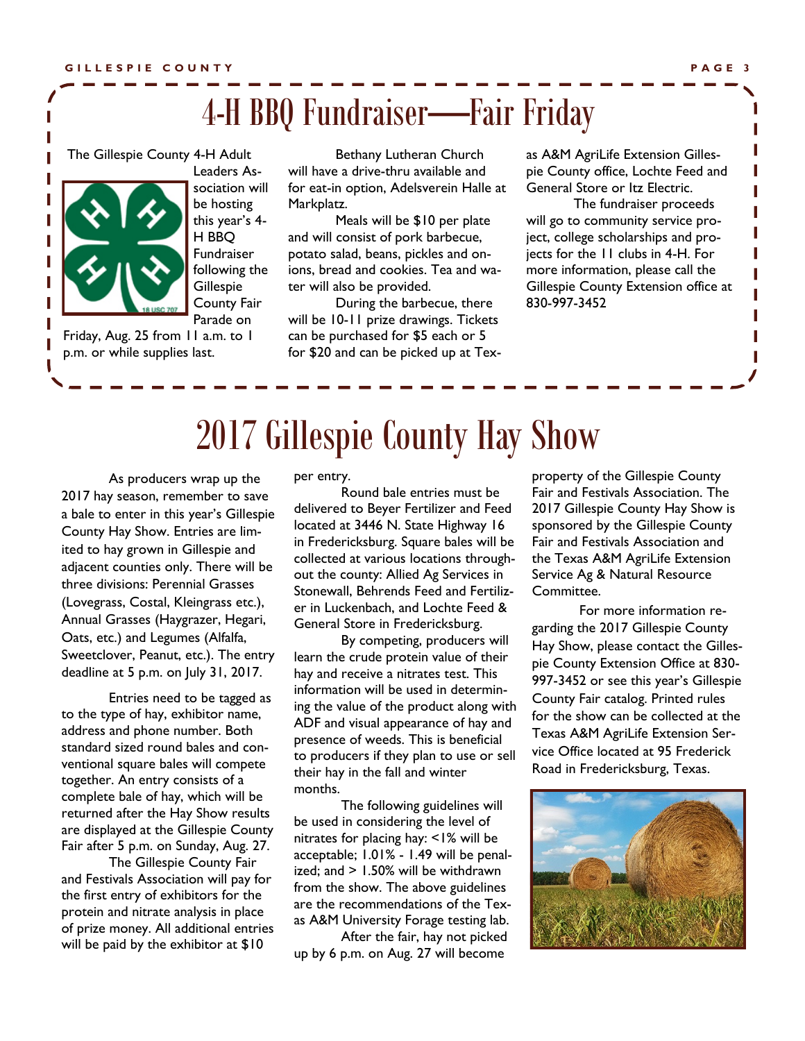# 4-H BBQ Fundraiser—Fair Friday

The Gillespie County 4-H Adult Leaders Association will be hosting this year's 4-H BBQ Fundraiser following the Gillespie County Fair Parade on Friday, Aug. 25 from 11 a.m. to 1 p.m. or while supplies last.

Bethany Lutheran Church will have a drive-thru available and for eat-in option, Adelsverein Halle at Markplatz.

Meals will be $10 per plate and will consist of pork barbecue, potato salad, beans, pickles and onions, bread and cookies. Tea and water will also be provided.

During the barbecue, there will be 10-11 prize drawings. Tickets can be purchased for $5 each or 5 for $20 and can be picked up at Texas A&M AgriLife Extension Gillespie County office, Lochte Feed and General Store or Itz Electric.

The fundraiser proceeds will go to community service project, college scholarships and projects for the 11 clubs in 4-H. For more information, please call the Gillespie County Extension office at 830-997-3452

# 2017 Gillespie County Hay Show

As producers wrap up the 2017 hay season, remember to save a bale to enter in this year's Gillespie County Hay Show. Entries are limited to hay grown in Gillespie and adjacent counties only. There will be three divisions: Perennial Grasses (Lovegrass, Costal, Kleingrass etc.), Annual Grasses (Haygrazer, Hegari, Oats, etc.) and Legumes (Alfalfa, Sweetclover, Peanut, etc.). The entry deadline at 5 p.m. on July 31, 2017.

Entries need to be tagged as to the type of hay, exhibitor name, address and phone number. Both standard sized round bales and conventional square bales will compete together. An entry consists of a complete bale of hay, which will be returned after the Hay Show results are displayed at the Gillespie County Fair after 5 p.m. on Sunday, Aug. 27.

The Gillespie County Fair and Festivals Association will pay for the first entry of exhibitors for the protein and nitrate analysis in place of prize money. All additional entries will be paid by the exhibitor at $10 per entry.

Round bale entries must be delivered to Beyer Fertilizer and Feed located at 3446 N. State Highway 16 in Fredericksburg. Square bales will be collected at various locations throughout the county: Allied Ag Services in Stonewall, Behrends Feed and Fertilizer in Luckenbach, and Lochte Feed & General Store in Fredericksburg.

By competing, producers will learn the crude protein value of their hay and receive a nitrates test. This information will be used in determining the value of the product along with ADF and visual appearance of hay and presence of weeds. This is beneficial to producers if they plan to use or sell their hay in the fall and winter months.

The following guidelines will be used in considering the level of nitrates for placing hay: <1% will be acceptable; 1.01% - 1.49 will be penalized; and > 1.50% will be withdrawn from the show. The above guidelines are the recommendations of the Texas A&M University Forage testing lab.

After the fair, hay not picked up by 6 p.m. on Aug. 27 will become property of the Gillespie County Fair and Festivals Association. The 2017 Gillespie County Hay Show is sponsored by the Gillespie County Fair and Festivals Association and the Texas A&M AgriLife Extension Service Ag & Natural Resource Committee.

For more information regarding the 2017 Gillespie County Hay Show, please contact the Gillespie County Extension Office at 830-997-3452 or see this year's Gillespie County Fair catalog. Printed rules for the show can be collected at the Texas A&M AgriLife Extension Service Office located at 95 Frederick Road in Fredericksburg, Texas.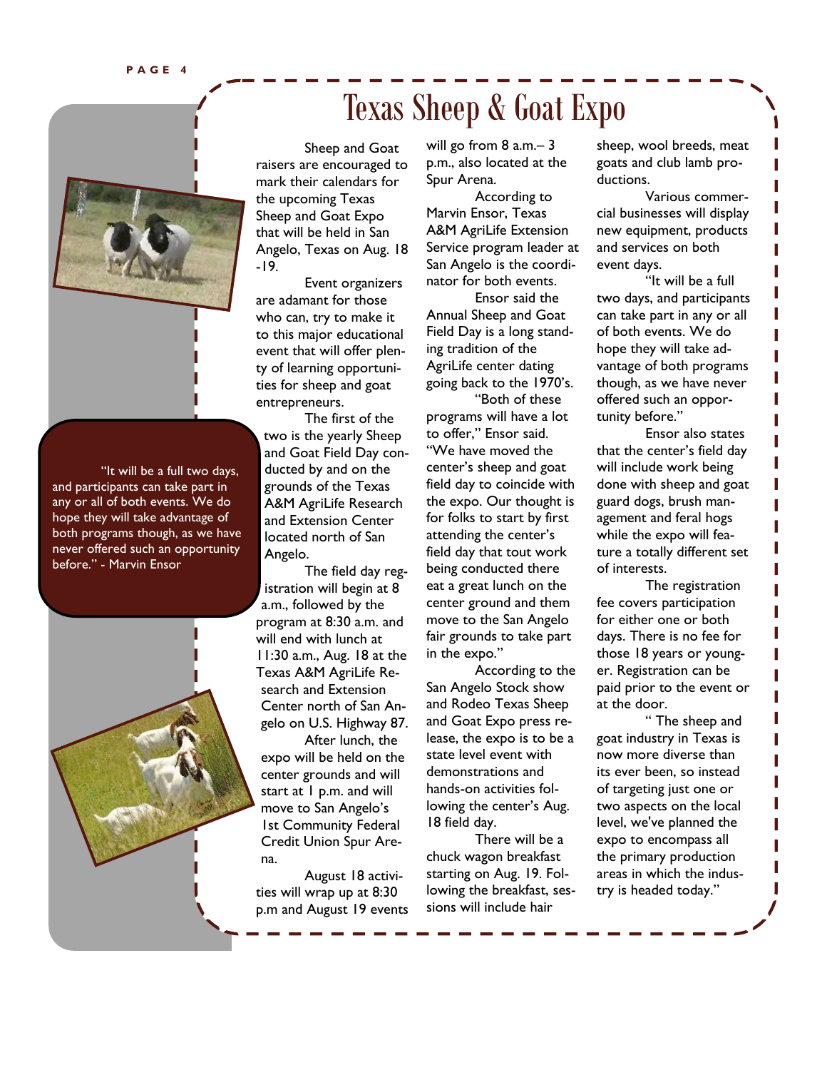# Texas Sheep & Goat Expo

> "It will be a full two days, and participants can take part in any or all of both events. We do hope they will take advantage of both programs though, as we have never offered such an opportunity before." - Marvin Ensor

Sheep and Goat raisers are encouraged to mark their calendars for the upcoming Texas Sheep and Goat Expo that will be held in San Angelo, Texas on Aug. 18 -19.

Event organizers are adamant for those who can, try to make it to this major educational event that will offer plenty of learning opportunities for sheep and goat entrepreneurs.

The first of the two is the yearly Sheep and Goat Field Day conducted by and on the grounds of the Texas A&M AgriLife Research and Extension Center located north of San Angelo.

The field day registration will begin at 8 a.m., followed by the program at 8:30 a.m. and will end with lunch at 11:30 a.m., Aug. 18 at the Texas A&M AgriLife Research and Extension Center north of San Angelo on U.S. Highway 87.

After lunch, the expo will be held on the center grounds and will start at 1 p.m. and will move to San Angelo's 1st Community Federal Credit Union Spur Arena.

August 18 activities will wrap up at 8:30 p.m and August 19 events will go from 8 a.m.– 3 p.m., also located at the Spur Arena.

According to Marvin Ensor, Texas A&M AgriLife Extension Service program leader at San Angelo is the coordinator for both events.

Ensor said the Annual Sheep and Goat Field Day is a long standing tradition of the AgriLife center dating going back to the 1970's.

"Both of these programs will have a lot to offer," Ensor said. "We have moved the center's sheep and goat field day to coincide with the expo. Our thought is for folks to start by first attending the center's field day that tout work being conducted there eat a great lunch on the center ground and them move to the San Angelo fair grounds to take part in the expo."

According to the San Angelo Stock show and Rodeo Texas Sheep and Goat Expo press release, the expo is to be a state level event with demonstrations and hands-on activities following the center's Aug. 18 field day.

There will be a chuck wagon breakfast starting on Aug. 19. Following the breakfast, sessions will include hair sheep, wool breeds, meat goats and club lamb productions.

Various commercial businesses will display new equipment, products and services on both event days.

"It will be a full two days, and participants can take part in any or all of both events. We do hope they will take advantage of both programs though, as we have never offered such an opportunity before."

Ensor also states that the center's field day will include work being done with sheep and goat guard dogs, brush management and feral hogs while the expo will feature a totally different set of interests.

The registration fee covers participation for either one or both days. There is no fee for those 18 years or younger. Registration can be paid prior to the event or at the door.

" The sheep and goat industry in Texas is now more diverse than its ever been, so instead of targeting just one or two aspects on the local level, we've planned the expo to encompass all the primary production areas in which the industry is headed today."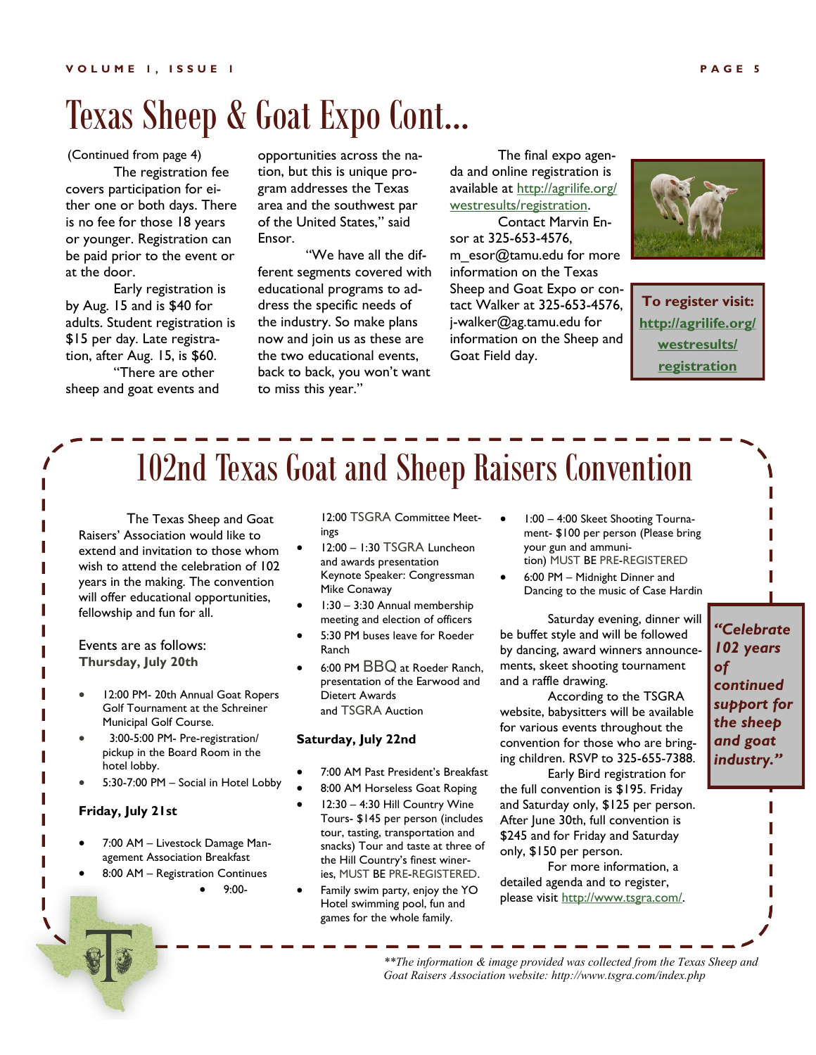# Texas Sheep & Goat Expo Cont...

(Continued from page 4)

The registration fee covers participation for either one or both days. There is no fee for those 18 years or younger. Registration can be paid prior to the event or at the door.

Early registration is by Aug. 15 and is $40 for adults. Student registration is $15 per day. Late registration, after Aug. 15, is $60.

"There are other sheep and goat events and opportunities across the nation, but this is unique program addresses the Texas area and the southwest par of the United States," said Ensor.

"We have all the different segments covered with educational programs to address the specific needs of the industry. So make plans now and join us as these are the two educational events, back to back, you won't want to miss this year."

The final expo agenda and online registration is available at http://agrilife.org/westresults/registration.

Contact Marvin Ensor at 325-653-4576, m_esor@tamu.edu for more information on the Texas Sheep and Goat Expo or contact Walker at 325-653-4576, j-walker@ag.tamu.edu for information on the Sheep and Goat Field day.

**To register visit: http://agrilife.org/westresults/registration**

# 102nd Texas Goat and Sheep Raisers Convention

The Texas Sheep and Goat Raisers' Association would like to extend and invitation to those whom wish to attend the celebration of 102 years in the making. The convention will offer educational opportunities, fellowship and fun for all.

Events are as follows:

**Thursday, July 20th**

- 12:00 PM- 20th Annual Goat Ropers Golf Tournament at the Schreiner Municipal Golf Course.
- 3:00-5:00 PM- Pre-registration/pickup in the Board Room in the hotel lobby.
- 5:30-7:00 PM – Social in Hotel Lobby

**Friday, July 21st**

- 7:00 AM – Livestock Damage Management Association Breakfast
- 8:00 AM – Registration Continues
- 9:00- 12:00 TSGRA Committee Meetings
- 12:00 – 1:30 TSGRA Luncheon and awards presentation Keynote Speaker: Congressman Mike Conaway
- 1:30 – 3:30 Annual membership meeting and election of officers
- 5:30 PM buses leave for Roeder Ranch
- 6:00 PM BBQ at Roeder Ranch, presentation of the Earwood and Dietert Awards and TSGRA Auction

**Saturday, July 22nd**

- 7:00 AM Past President's Breakfast
- 8:00 AM Horseless Goat Roping
- 12:30 – 4:30 Hill Country Wine Tours- $145 per person (includes tour, tasting, transportation and snacks) Tour and taste at three of the Hill Country's finest wineries, MUST BE PRE-REGISTERED.
- Family swim party, enjoy the YO Hotel swimming pool, fun and games for the whole family.
- 1:00 – 4:00 Skeet Shooting Tournament- $100 per person (Please bring your gun and ammunition) MUST BE PRE-REGISTERED
- 6:00 PM – Midnight Dinner and Dancing to the music of Case Hardin

Saturday evening, dinner will be buffet style and will be followed by dancing, award winners announcements, skeet shooting tournament and a raffle drawing.

According to the TSGRA website, babysitters will be available for various events throughout the convention for those who are bringing children. RSVP to 325-655-7388.

Early Bird registration for the full convention is $195. Friday and Saturday only, $125 per person. After June 30th, full convention is $245 and for Friday and Saturday only, $150 per person.

For more information, a detailed agenda and to register, please visit http://www.tsgra.com/.

***"Celebrate 102 years of continued support for the sheep and goat industry."***

*\*\*The information & image provided was collected from the Texas Sheep and Goat Raisers Association website: http://www.tsgra.com/index.php*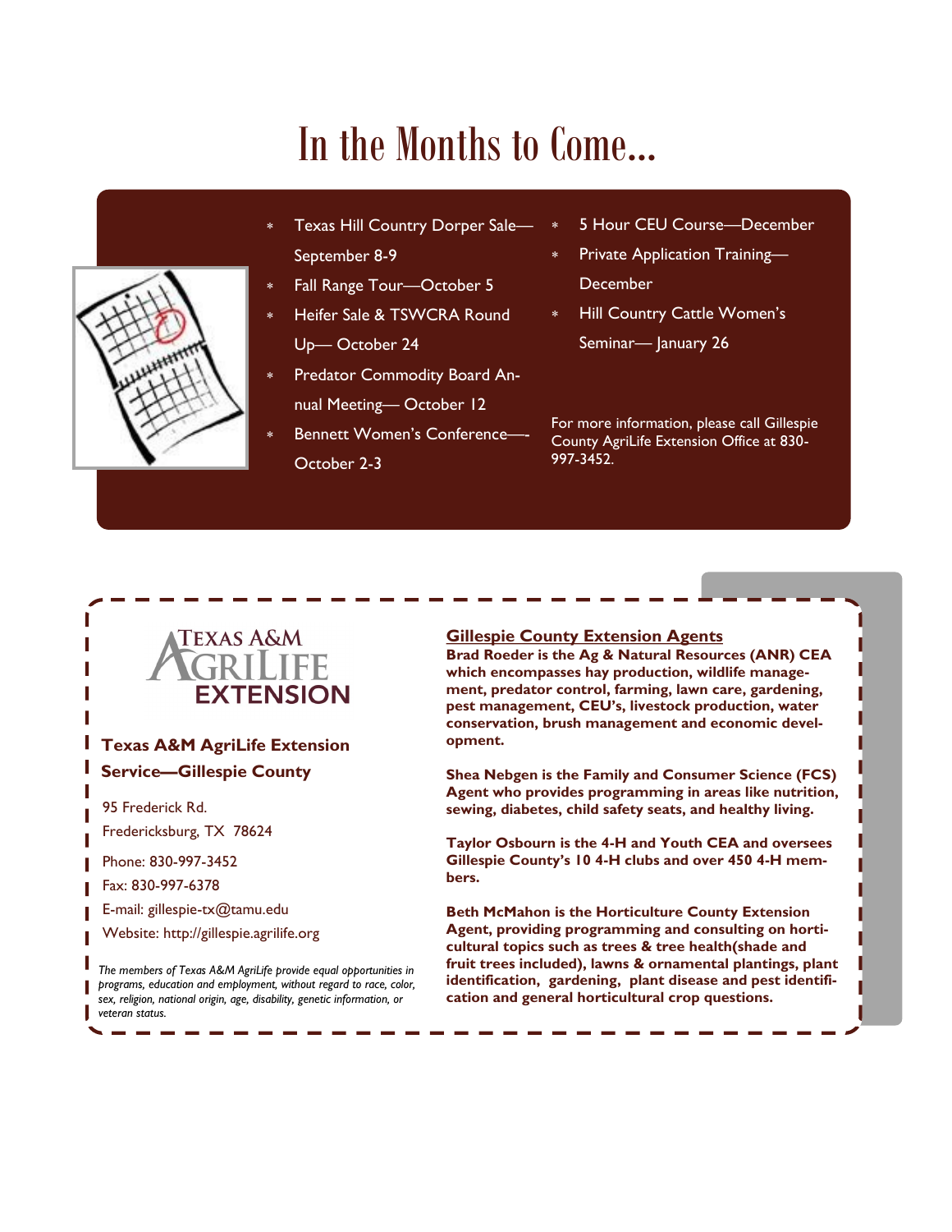# In the Months to Come...

- Texas Hill Country Dorper Sale—September 8-9
- Fall Range Tour—October 5
- Heifer Sale & TSWCRA Round Up— October 24
- Predator Commodity Board Annual Meeting— October 12
- Bennett Women's Conference—-October 2-3
- 5 Hour CEU Course—December
- Private Application Training—December
- Hill Country Cattle Women's Seminar— January 26

For more information, please call Gillespie County AgriLife Extension Office at 830-997-3452.

Texas A&M AgriLife Extension

**Texas A&M AgriLife Extension Service—Gillespie County**

95 Frederick Rd.
Fredericksburg, TX 78624

Phone: 830-997-3452

Fax: 830-997-6378

E-mail: gillespie-tx@tamu.edu

Website: http://gillespie.agrilife.org

*The members of Texas A&M AgriLife provide equal opportunities in programs, education and employment, without regard to race, color, sex, religion, national origin, age, disability, genetic information, or veteran status.*

## Gillespie County Extension Agents

**Brad Roeder is the Ag & Natural Resources (ANR) CEA which encompasses hay production, wildlife management, predator control, farming, lawn care, gardening, pest management, CEU's, livestock production, water conservation, brush management and economic development.**

**Shea Nebgen is the Family and Consumer Science (FCS) Agent who provides programming in areas like nutrition, sewing, diabetes, child safety seats, and healthy living.**

**Taylor Osbourn is the 4-H and Youth CEA and oversees Gillespie County's 10 4-H clubs and over 450 4-H members.**

**Beth McMahon is the Horticulture County Extension Agent, providing programming and consulting on horticultural topics such as trees & tree health(shade and fruit trees included), lawns & ornamental plantings, plant identification, gardening, plant disease and pest identification and general horticultural crop questions.**